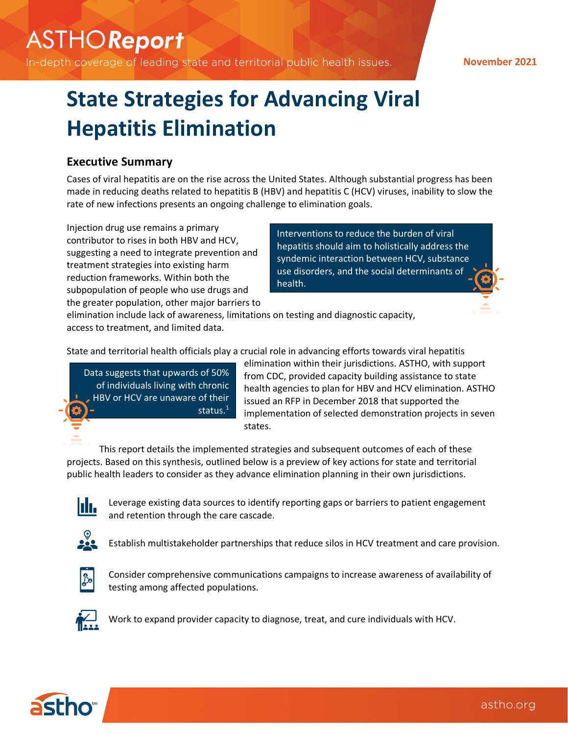ASTHO*Report*

In-depth coverage of leading state and territorial public health issues.

November 2021

# State Strategies for Advancing Viral Hepatitis Elimination

## Executive Summary

Cases of viral hepatitis are on the rise across the United States. Although substantial progress has been made in reducing deaths related to hepatitis B (HBV) and hepatitis C (HCV) viruses, inability to slow the rate of new infections presents an ongoing challenge to elimination goals.

Injection drug use remains a primary contributor to rises in both HBV and HCV, suggesting a need to integrate prevention and treatment strategies into existing harm reduction frameworks. Within both the subpopulation of people who use drugs and the greater population, other major barriers to elimination include lack of awareness, limitations on testing and diagnostic capacity, access to treatment, and limited data.

> Interventions to reduce the burden of viral hepatitis should aim to holistically address the syndemic interaction between HCV, substance use disorders, and the social determinants of health.

State and territorial health officials play a crucial role in advancing efforts towards viral hepatitis elimination within their jurisdictions. ASTHO, with support from CDC, provided capacity building assistance to state health agencies to plan for HBV and HCV elimination. ASTHO issued an RFP in December 2018 that supported the implementation of selected demonstration projects in seven states.

> Data suggests that upwards of 50% of individuals living with chronic HBV or HCV are unaware of their status.[1]

This report details the implemented strategies and subsequent outcomes of each of these projects. Based on this synthesis, outlined below is a preview of key actions for state and territorial public health leaders to consider as they advance elimination planning in their own jurisdictions.

- Leverage existing data sources to identify reporting gaps or barriers to patient engagement and retention through the care cascade.
- Establish multistakeholder partnerships that reduce silos in HCV treatment and care provision.
- Consider comprehensive communications campaigns to increase awareness of availability of testing among affected populations.
- Work to expand provider capacity to diagnose, treat, and cure individuals with HCV.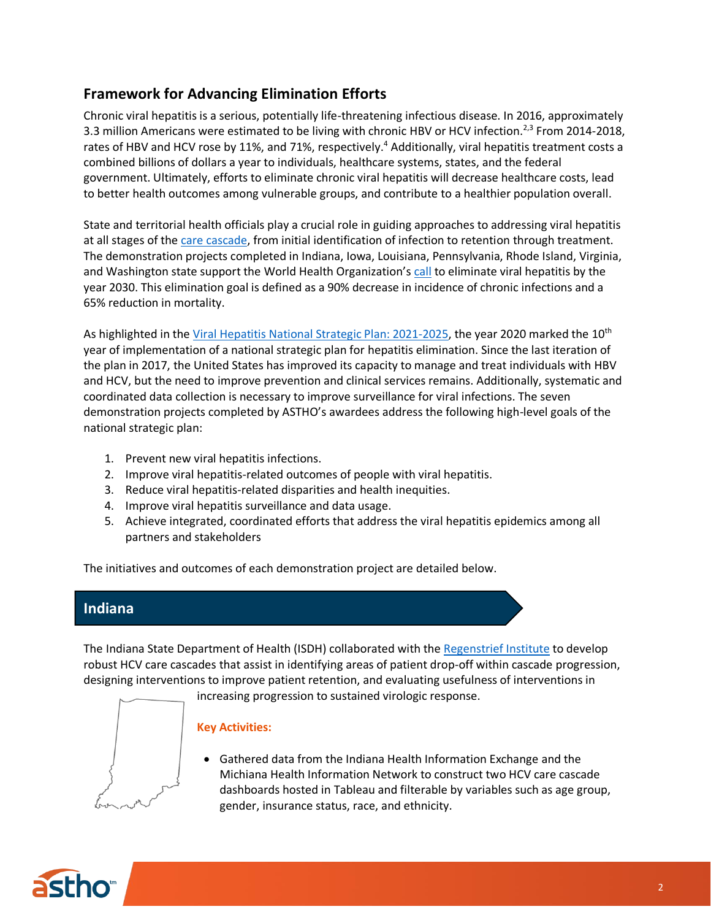## Framework for Advancing Elimination Efforts

Chronic viral hepatitis is a serious, potentially life-threatening infectious disease. In 2016, approximately 3.3 million Americans were estimated to be living with chronic HBV or HCV infection.[2,3] From 2014-2018, rates of HBV and HCV rose by 11%, and 71%, respectively.[4] Additionally, viral hepatitis treatment costs a combined billions of dollars a year to individuals, healthcare systems, states, and the federal government. Ultimately, efforts to eliminate chronic viral hepatitis will decrease healthcare costs, lead to better health outcomes among vulnerable groups, and contribute to a healthier population overall.

State and territorial health officials play a crucial role in guiding approaches to addressing viral hepatitis at all stages of the care cascade, from initial identification of infection to retention through treatment. The demonstration projects completed in Indiana, Iowa, Louisiana, Pennsylvania, Rhode Island, Virginia, and Washington state support the World Health Organization's call to eliminate viral hepatitis by the year 2030. This elimination goal is defined as a 90% decrease in incidence of chronic infections and a 65% reduction in mortality.

As highlighted in the Viral Hepatitis National Strategic Plan: 2021-2025, the year 2020 marked the 10th year of implementation of a national strategic plan for hepatitis elimination. Since the last iteration of the plan in 2017, the United States has improved its capacity to manage and treat individuals with HBV and HCV, but the need to improve prevention and clinical services remains. Additionally, systematic and coordinated data collection is necessary to improve surveillance for viral infections. The seven demonstration projects completed by ASTHO's awardees address the following high-level goals of the national strategic plan:

1. Prevent new viral hepatitis infections.
2. Improve viral hepatitis-related outcomes of people with viral hepatitis.
3. Reduce viral hepatitis-related disparities and health inequities.
4. Improve viral hepatitis surveillance and data usage.
5. Achieve integrated, coordinated efforts that address the viral hepatitis epidemics among all partners and stakeholders

The initiatives and outcomes of each demonstration project are detailed below.

## Indiana

The Indiana State Department of Health (ISDH) collaborated with the Regenstrief Institute to develop robust HCV care cascades that assist in identifying areas of patient drop-off within cascade progression, designing interventions to improve patient retention, and evaluating usefulness of interventions in increasing progression to sustained virologic response.

**Key Activities:**

- Gathered data from the Indiana Health Information Exchange and the Michiana Health Information Network to construct two HCV care cascade dashboards hosted in Tableau and filterable by variables such as age group, gender, insurance status, race, and ethnicity.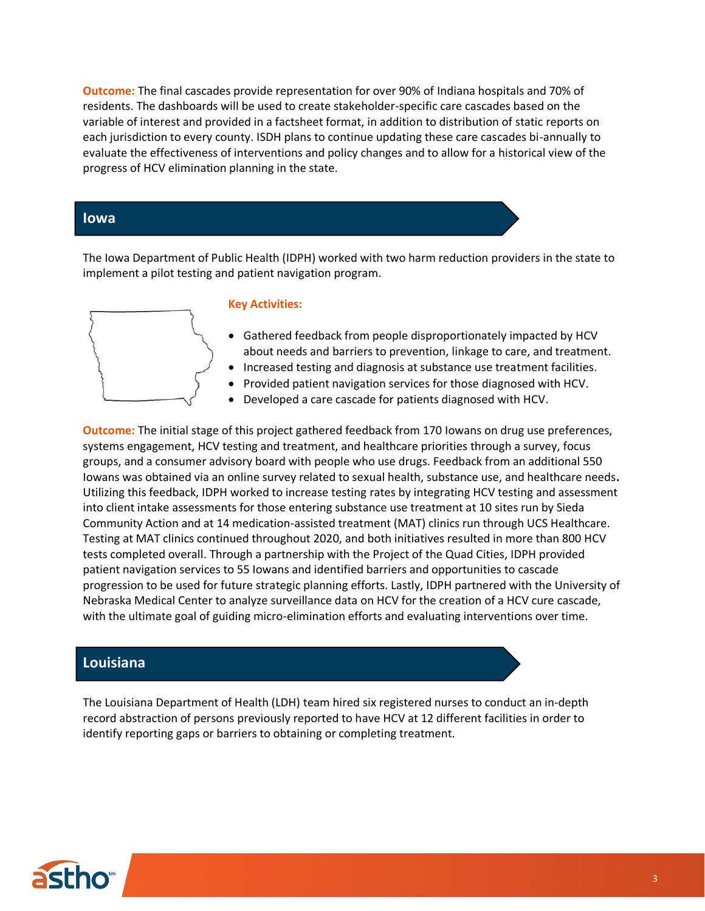**Outcome:** The final cascades provide representation for over 90% of Indiana hospitals and 70% of residents. The dashboards will be used to create stakeholder-specific care cascades based on the variable of interest and provided in a factsheet format, in addition to distribution of static reports on each jurisdiction to every county. ISDH plans to continue updating these care cascades bi-annually to evaluate the effectiveness of interventions and policy changes and to allow for a historical view of the progress of HCV elimination planning in the state.

## Iowa

The Iowa Department of Public Health (IDPH) worked with two harm reduction providers in the state to implement a pilot testing and patient navigation program.

**Key Activities:**

- Gathered feedback from people disproportionately impacted by HCV about needs and barriers to prevention, linkage to care, and treatment.
- Increased testing and diagnosis at substance use treatment facilities.
- Provided patient navigation services for those diagnosed with HCV.
- Developed a care cascade for patients diagnosed with HCV.

**Outcome:** The initial stage of this project gathered feedback from 170 Iowans on drug use preferences, systems engagement, HCV testing and treatment, and healthcare priorities through a survey, focus groups, and a consumer advisory board with people who use drugs. Feedback from an additional 550 Iowans was obtained via an online survey related to sexual health, substance use, and healthcare needs. Utilizing this feedback, IDPH worked to increase testing rates by integrating HCV testing and assessment into client intake assessments for those entering substance use treatment at 10 sites run by Sieda Community Action and at 14 medication-assisted treatment (MAT) clinics run through UCS Healthcare. Testing at MAT clinics continued throughout 2020, and both initiatives resulted in more than 800 HCV tests completed overall. Through a partnership with the Project of the Quad Cities, IDPH provided patient navigation services to 55 Iowans and identified barriers and opportunities to cascade progression to be used for future strategic planning efforts. Lastly, IDPH partnered with the University of Nebraska Medical Center to analyze surveillance data on HCV for the creation of a HCV cure cascade, with the ultimate goal of guiding micro-elimination efforts and evaluating interventions over time.

## Louisiana

The Louisiana Department of Health (LDH) team hired six registered nurses to conduct an in-depth record abstraction of persons previously reported to have HCV at 12 different facilities in order to identify reporting gaps or barriers to obtaining or completing treatment.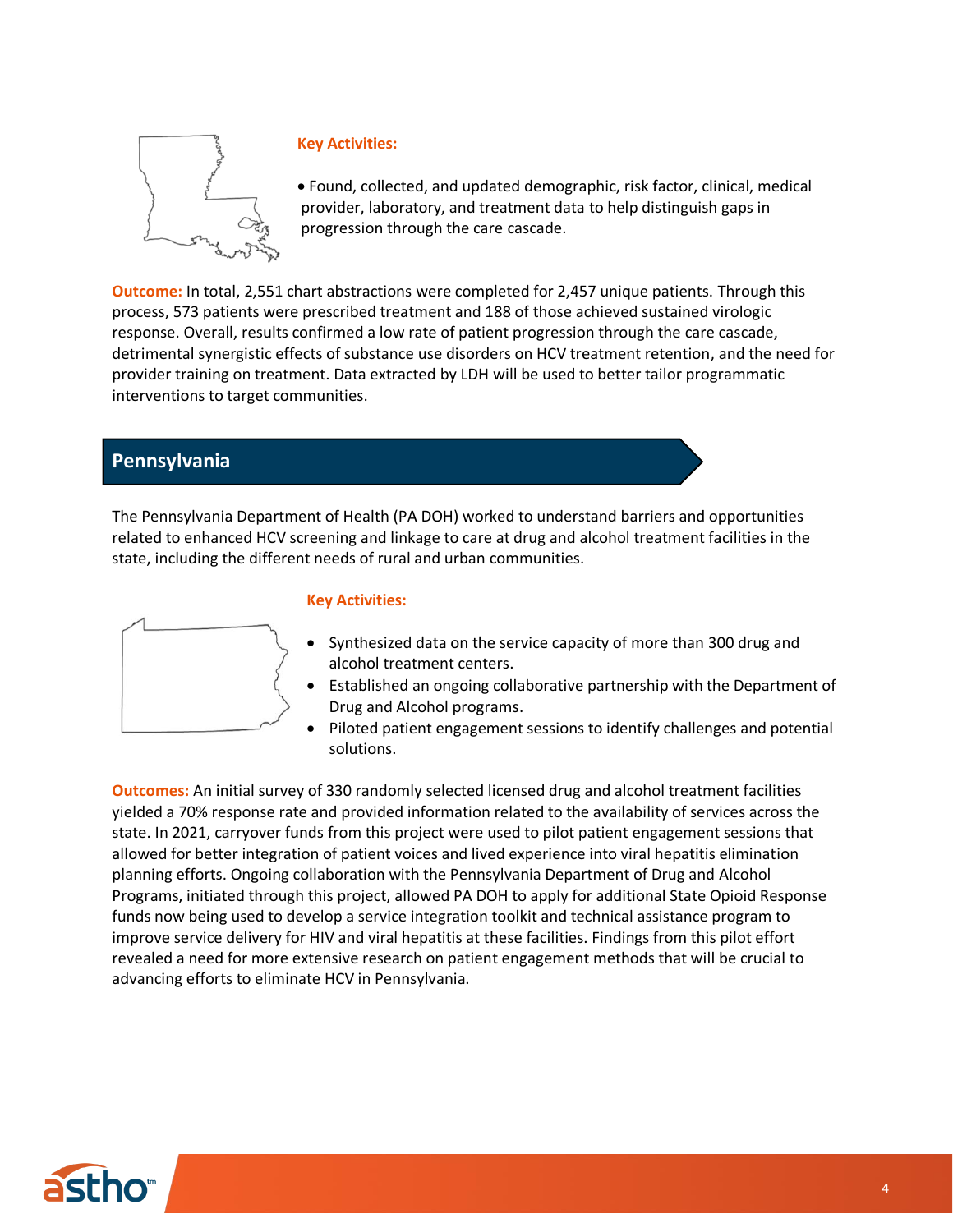**Key Activities:**

- Found, collected, and updated demographic, risk factor, clinical, medical provider, laboratory, and treatment data to help distinguish gaps in progression through the care cascade.

**Outcome:** In total, 2,551 chart abstractions were completed for 2,457 unique patients. Through this process, 573 patients were prescribed treatment and 188 of those achieved sustained virologic response. Overall, results confirmed a low rate of patient progression through the care cascade, detrimental synergistic effects of substance use disorders on HCV treatment retention, and the need for provider training on treatment. Data extracted by LDH will be used to better tailor programmatic interventions to target communities.

## Pennsylvania

The Pennsylvania Department of Health (PA DOH) worked to understand barriers and opportunities related to enhanced HCV screening and linkage to care at drug and alcohol treatment facilities in the state, including the different needs of rural and urban communities.

**Key Activities:**

- Synthesized data on the service capacity of more than 300 drug and alcohol treatment centers.
- Established an ongoing collaborative partnership with the Department of Drug and Alcohol programs.
- Piloted patient engagement sessions to identify challenges and potential solutions.

**Outcomes:** An initial survey of 330 randomly selected licensed drug and alcohol treatment facilities yielded a 70% response rate and provided information related to the availability of services across the state. In 2021, carryover funds from this project were used to pilot patient engagement sessions that allowed for better integration of patient voices and lived experience into viral hepatitis elimination planning efforts. Ongoing collaboration with the Pennsylvania Department of Drug and Alcohol Programs, initiated through this project, allowed PA DOH to apply for additional State Opioid Response funds now being used to develop a service integration toolkit and technical assistance program to improve service delivery for HIV and viral hepatitis at these facilities. Findings from this pilot effort revealed a need for more extensive research on patient engagement methods that will be crucial to advancing efforts to eliminate HCV in Pennsylvania.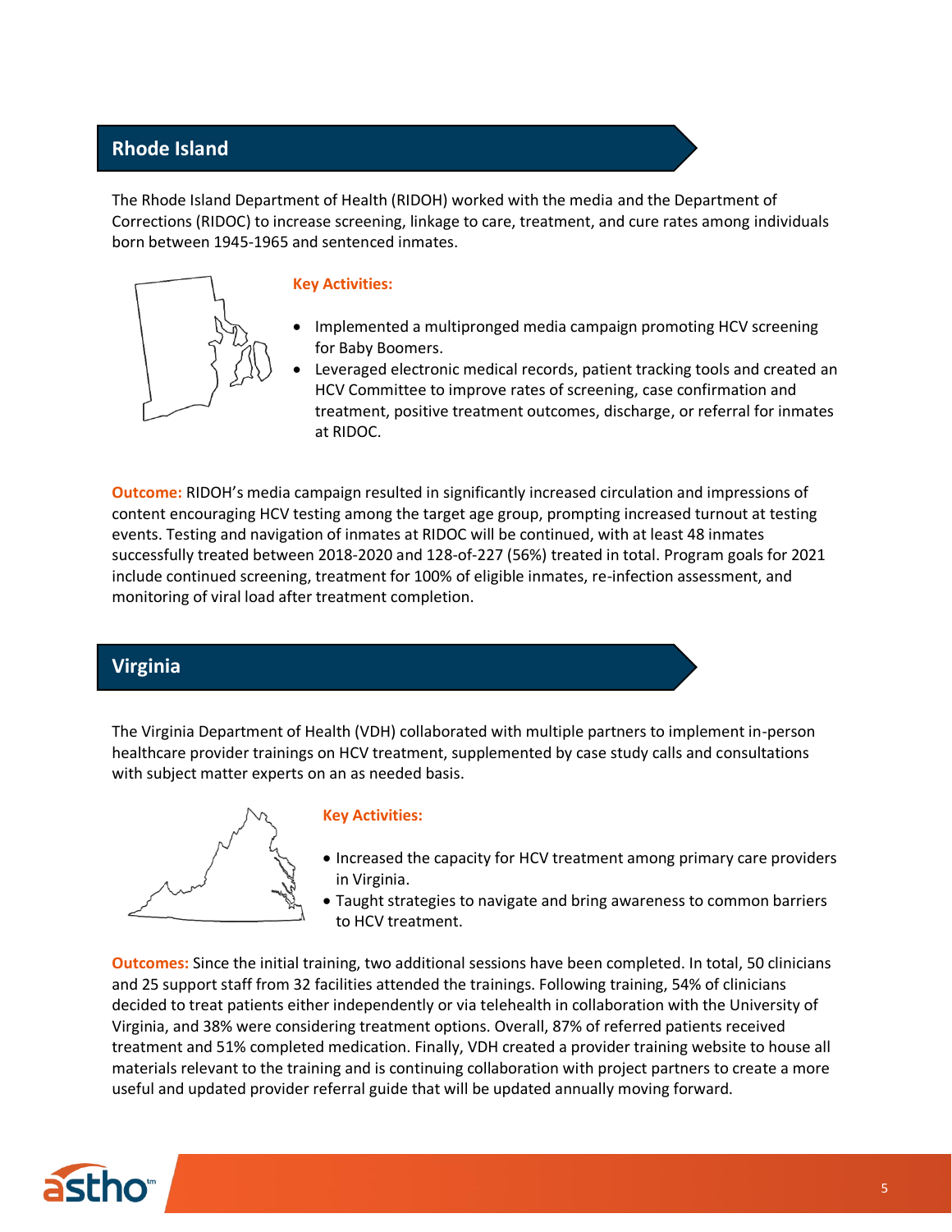## Rhode Island

The Rhode Island Department of Health (RIDOH) worked with the media and the Department of Corrections (RIDOC) to increase screening, linkage to care, treatment, and cure rates among individuals born between 1945-1965 and sentenced inmates.

**Key Activities:**

- Implemented a multipronged media campaign promoting HCV screening for Baby Boomers.
- Leveraged electronic medical records, patient tracking tools and created an HCV Committee to improve rates of screening, case confirmation and treatment, positive treatment outcomes, discharge, or referral for inmates at RIDOC.

**Outcome:** RIDOH's media campaign resulted in significantly increased circulation and impressions of content encouraging HCV testing among the target age group, prompting increased turnout at testing events. Testing and navigation of inmates at RIDOC will be continued, with at least 48 inmates successfully treated between 2018-2020 and 128-of-227 (56%) treated in total. Program goals for 2021 include continued screening, treatment for 100% of eligible inmates, re-infection assessment, and monitoring of viral load after treatment completion.

## Virginia

The Virginia Department of Health (VDH) collaborated with multiple partners to implement in-person healthcare provider trainings on HCV treatment, supplemented by case study calls and consultations with subject matter experts on an as needed basis.

**Key Activities:**

- Increased the capacity for HCV treatment among primary care providers in Virginia.
- Taught strategies to navigate and bring awareness to common barriers to HCV treatment.

**Outcomes:** Since the initial training, two additional sessions have been completed. In total, 50 clinicians and 25 support staff from 32 facilities attended the trainings. Following training, 54% of clinicians decided to treat patients either independently or via telehealth in collaboration with the University of Virginia, and 38% were considering treatment options. Overall, 87% of referred patients received treatment and 51% completed medication. Finally, VDH created a provider training website to house all materials relevant to the training and is continuing collaboration with project partners to create a more useful and updated provider referral guide that will be updated annually moving forward.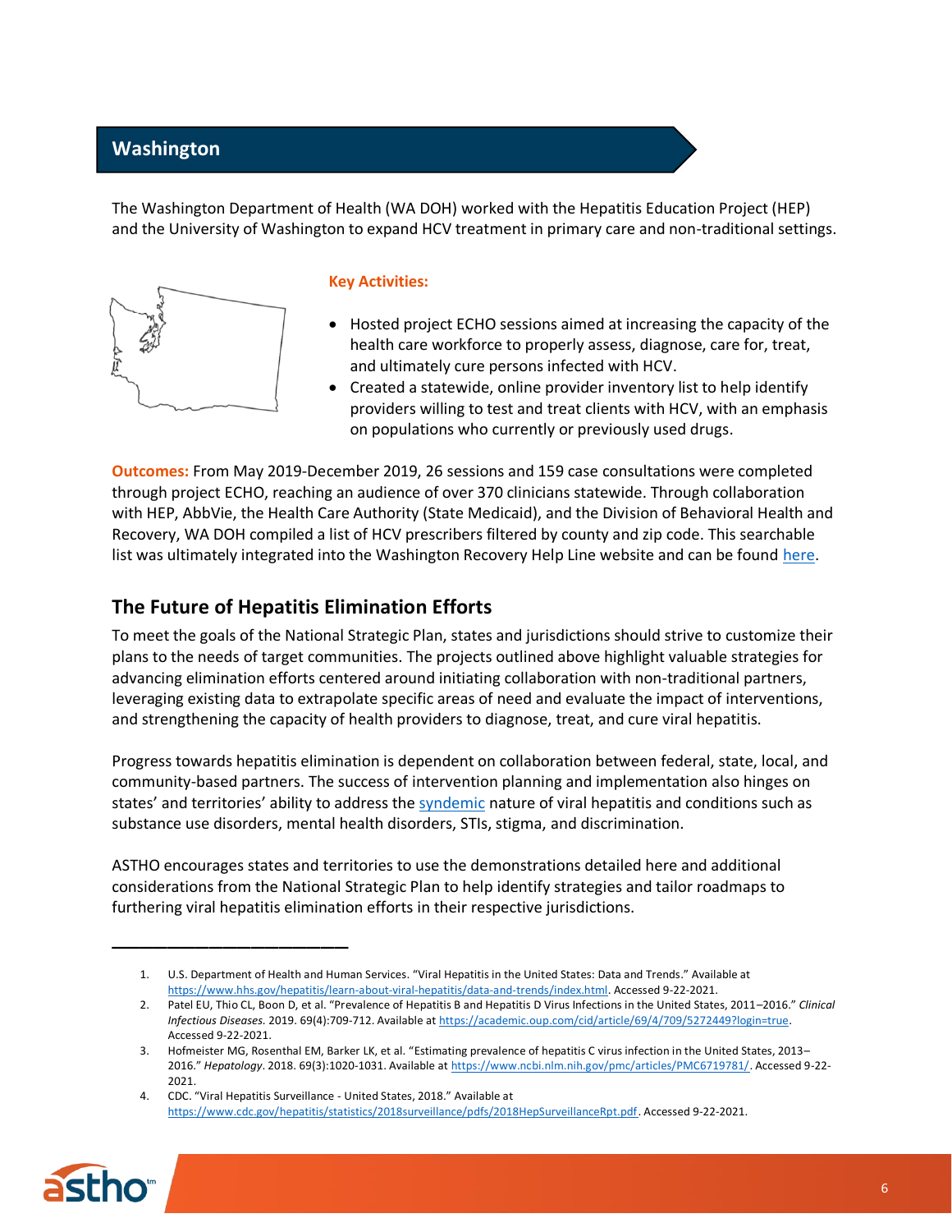## Washington

The Washington Department of Health (WA DOH) worked with the Hepatitis Education Project (HEP) and the University of Washington to expand HCV treatment in primary care and non-traditional settings.

**Key Activities:**

- Hosted project ECHO sessions aimed at increasing the capacity of the health care workforce to properly assess, diagnose, care for, treat, and ultimately cure persons infected with HCV.
- Created a statewide, online provider inventory list to help identify providers willing to test and treat clients with HCV, with an emphasis on populations who currently or previously used drugs.

**Outcomes:** From May 2019-December 2019, 26 sessions and 159 case consultations were completed through project ECHO, reaching an audience of over 370 clinicians statewide. Through collaboration with HEP, AbbVie, the Health Care Authority (State Medicaid), and the Division of Behavioral Health and Recovery, WA DOH compiled a list of HCV prescribers filtered by county and zip code. This searchable list was ultimately integrated into the Washington Recovery Help Line website and can be found here.

## The Future of Hepatitis Elimination Efforts

To meet the goals of the National Strategic Plan, states and jurisdictions should strive to customize their plans to the needs of target communities. The projects outlined above highlight valuable strategies for advancing elimination efforts centered around initiating collaboration with non-traditional partners, leveraging existing data to extrapolate specific areas of need and evaluate the impact of interventions, and strengthening the capacity of health providers to diagnose, treat, and cure viral hepatitis.

Progress towards hepatitis elimination is dependent on collaboration between federal, state, local, and community-based partners. The success of intervention planning and implementation also hinges on states' and territories' ability to address the syndemic nature of viral hepatitis and conditions such as substance use disorders, mental health disorders, STIs, stigma, and discrimination.

ASTHO encourages states and territories to use the demonstrations detailed here and additional considerations from the National Strategic Plan to help identify strategies and tailor roadmaps to furthering viral hepatitis elimination efforts in their respective jurisdictions.

---

1. U.S. Department of Health and Human Services. "Viral Hepatitis in the United States: Data and Trends." Available at https://www.hhs.gov/hepatitis/learn-about-viral-hepatitis/data-and-trends/index.html. Accessed 9-22-2021.
2. Patel EU, Thio CL, Boon D, et al. "Prevalence of Hepatitis B and Hepatitis D Virus Infections in the United States, 2011–2016." *Clinical Infectious Diseases*. 2019. 69(4):709-712. Available at https://academic.oup.com/cid/article/69/4/709/5272449?login=true. Accessed 9-22-2021.
3. Hofmeister MG, Rosenthal EM, Barker LK, et al. "Estimating prevalence of hepatitis C virus infection in the United States, 2013–2016." *Hepatology*. 2018. 69(3):1020-1031. Available at https://www.ncbi.nlm.nih.gov/pmc/articles/PMC6719781/. Accessed 9-22-2021.
4. CDC. "Viral Hepatitis Surveillance - United States, 2018." Available at https://www.cdc.gov/hepatitis/statistics/2018surveillance/pdfs/2018HepSurveillanceRpt.pdf. Accessed 9-22-2021.